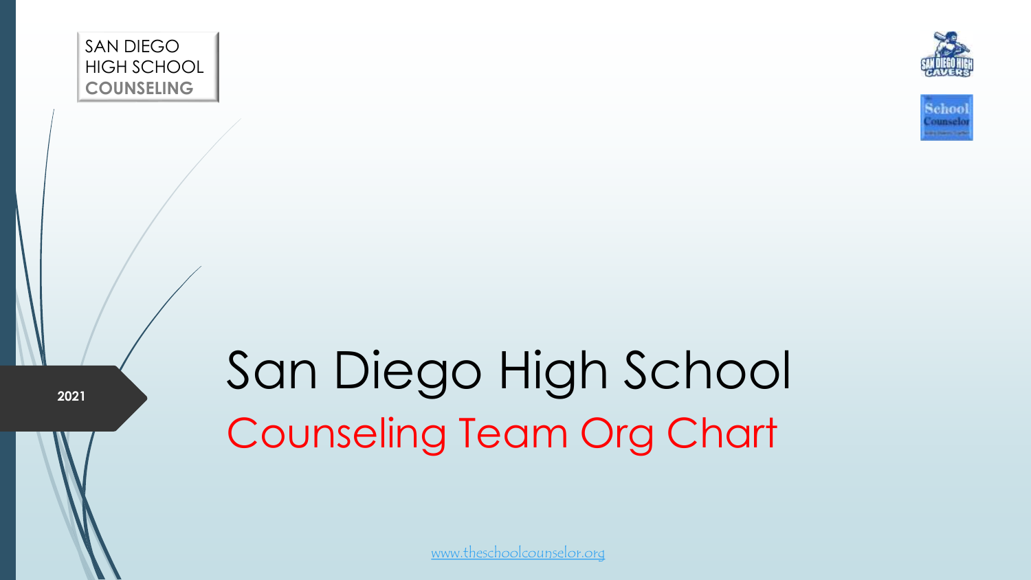SAN DIEGO
HIGH SCHOOL
**COUNSELING**

**2021**

# San Diego High School

## Counseling Team Org Chart

www.theschoolcounselor.org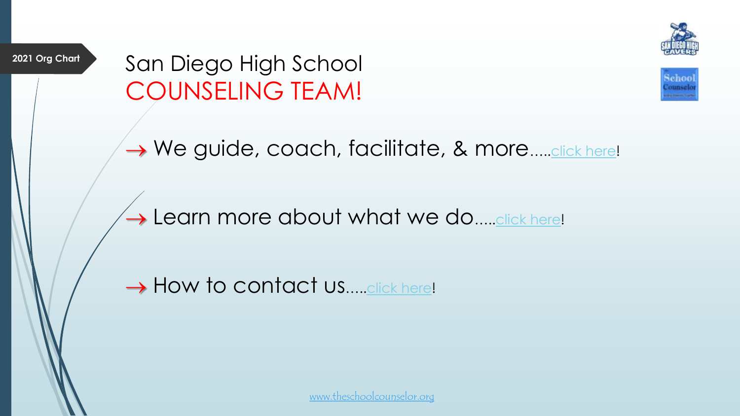2021 Org Chart

# San Diego High School
# COUNSELING TEAM!

→ We guide, coach, facilitate, & more.....click here!

→ Learn more about what we do.....click here!

→ How to contact us.....click here!

www.theschoolcounselor.org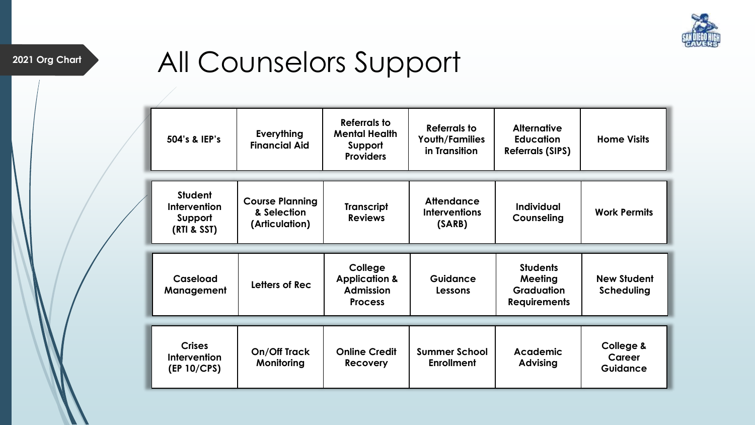2021 Org Chart

# All Counselors Support

| | | | | | |
|---|---|---|---|---|---|
| 504's & IEP's | Everything Financial Aid | Referrals to Mental Health Support Providers | Referrals to Youth/Families in Transition | Alternative Education Referrals (SIPS) | Home Visits |
| Student Intervention Support (RTI & SST) | Course Planning & Selection (Articulation) | Transcript Reviews | Attendance Interventions (SARB) | Individual Counseling | Work Permits |
| Caseload Management | Letters of Rec | College Application & Admission Process | Guidance Lessons | Students Meeting Graduation Requirements | New Student Scheduling |
| Crises Intervention (EP 10/CPS) | On/Off Track Monitoring | Online Credit Recovery | Summer School Enrollment | Academic Advising | College & Career Guidance |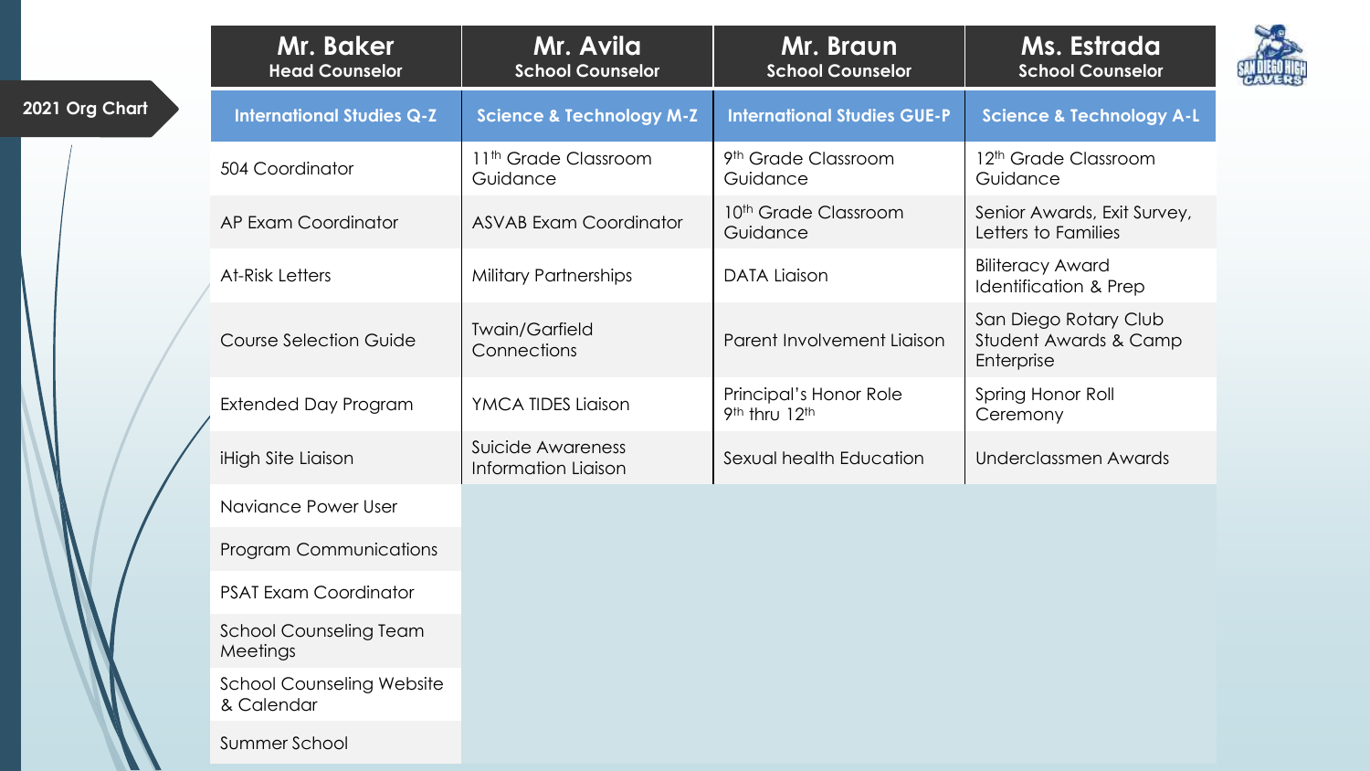## 2021 Org Chart

| Mr. Baker<br>Head Counselor | Mr. Avila<br>School Counselor | Mr. Braun<br>School Counselor | Ms. Estrada<br>School Counselor |
|---|---|---|---|
| **International Studies Q-Z** | **Science & Technology M-Z** | **International Studies GUE-P** | **Science & Technology A-L** |
| 504 Coordinator | 11th Grade Classroom Guidance | 9th Grade Classroom Guidance | 12th Grade Classroom Guidance |
| AP Exam Coordinator | ASVAB Exam Coordinator | 10th Grade Classroom Guidance | Senior Awards, Exit Survey, Letters to Families |
| At-Risk Letters | Military Partnerships | DATA Liaison | Biliteracy Award Identification & Prep |
| Course Selection Guide | Twain/Garfield Connections | Parent Involvement Liaison | San Diego Rotary Club Student Awards & Camp Enterprise |
| Extended Day Program | YMCA TIDES Liaison | Principal's Honor Role 9th thru 12th | Spring Honor Roll Ceremony |
| iHigh Site Liaison | Suicide Awareness Information Liaison | Sexual health Education | Underclassmen Awards |
| Naviance Power User | | | |
| Program Communications | | | |
| PSAT Exam Coordinator | | | |
| School Counseling Team Meetings | | | |
| School Counseling Website & Calendar | | | |
| Summer School | | | |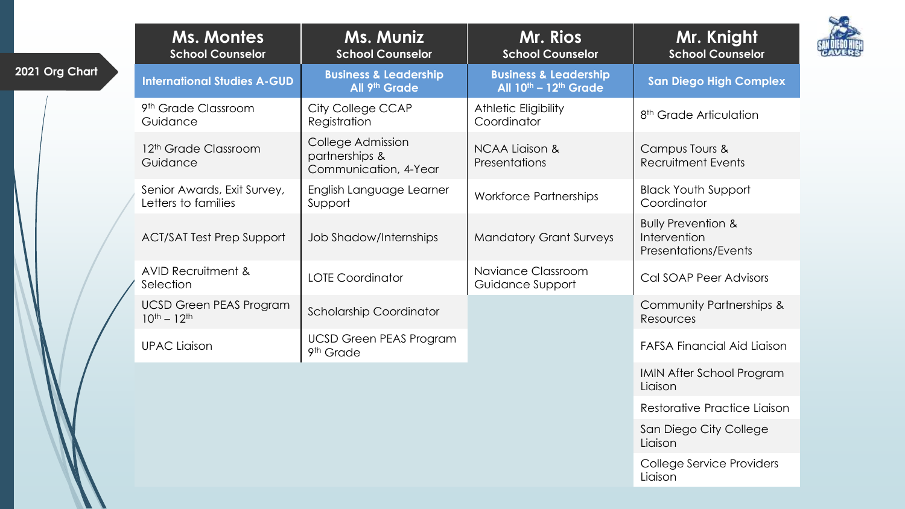## 2021 Org Chart

| Ms. Montes School Counselor | Ms. Muniz School Counselor | Mr. Rios School Counselor | Mr. Knight School Counselor |
|---|---|---|---|
| **International Studies A-GUD** | **Business & Leadership All 9th Grade** | **Business & Leadership All 10th – 12th Grade** | **San Diego High Complex** |
| 9th Grade Classroom Guidance | City College CCAP Registration | Athletic Eligibility Coordinator | 8th Grade Articulation |
| 12th Grade Classroom Guidance | College Admission partnerships & Communication, 4-Year | NCAA Liaison & Presentations | Campus Tours & Recruitment Events |
| Senior Awards, Exit Survey, Letters to families | English Language Learner Support | Workforce Partnerships | Black Youth Support Coordinator |
| ACT/SAT Test Prep Support | Job Shadow/Internships | Mandatory Grant Surveys | Bully Prevention & Intervention Presentations/Events |
| AVID Recruitment & Selection | LOTE Coordinator | Naviance Classroom Guidance Support | Cal SOAP Peer Advisors |
| UCSD Green PEAS Program 10th – 12th | Scholarship Coordinator | | Community Partnerships & Resources |
| UPAC Liaison | UCSD Green PEAS Program 9th Grade | | FAFSA Financial Aid Liaison |
| | | | IMIN After School Program Liaison |
| | | | Restorative Practice Liaison |
| | | | San Diego City College Liaison |
| | | | College Service Providers Liaison |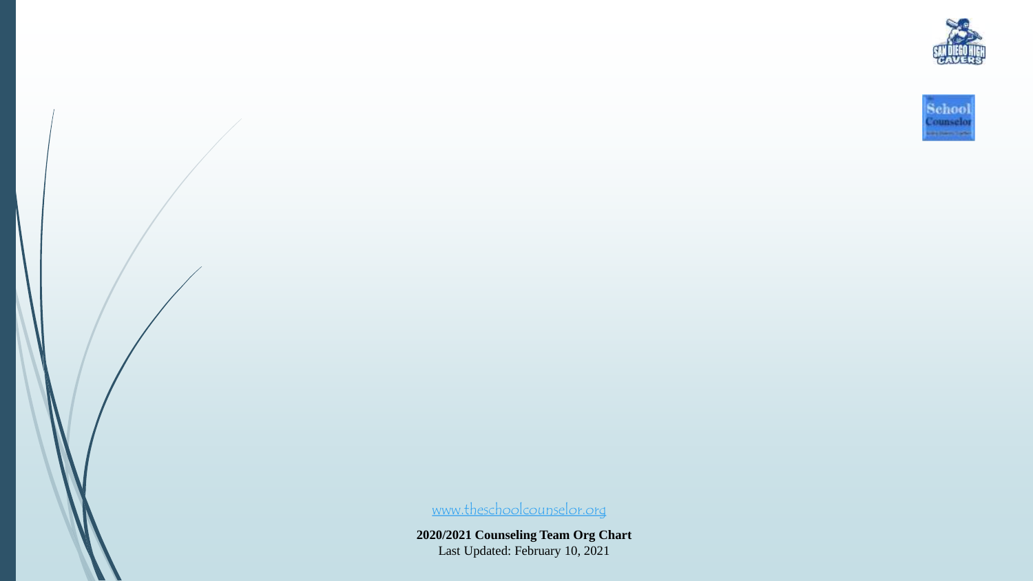www.theschoolcounselor.org

**2020/2021 Counseling Team Org Chart**

Last Updated: February 10, 2021